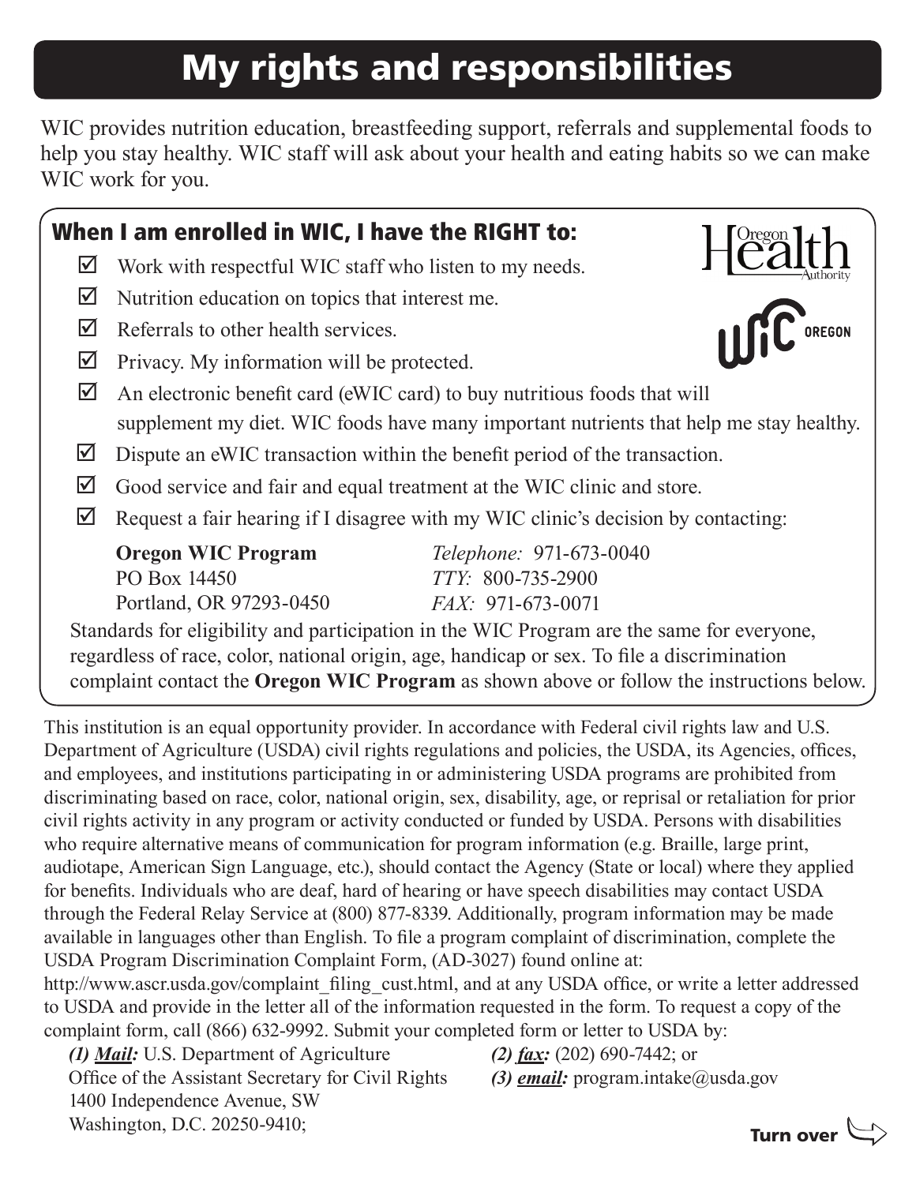# My rights and responsibilities

WIC provides nutrition education, breastfeeding support, referrals and supplemental foods to help you stay healthy. WIC staff will ask about your health and eating habits so we can make WIC work for you.

## When I am enrolled in WIC, I have the RIGHT to:

- ☑ Work with respectful WIC staff who listen to my needs.
- ☑ Nutrition education on topics that interest me.
- ☑ Referrals to other health services.
- ☑ Privacy. My information will be protected.
- ☑ An electronic benefit card (eWIC card) to buy nutritious foods that will supplement my diet. WIC foods have many important nutrients that help me stay healthy.
- ☑ Dispute an eWIC transaction within the benefit period of the transaction.
- ☑ Good service and fair and equal treatment at the WIC clinic and store.
- ☑ Request a fair hearing if I disagree with my WIC clinic's decision by contacting:

**Oregon WIC Program**
PO Box 14450
Portland, OR 97293-0450

*Telephone:* 971-673-0040
*TTY:* 800-735-2900
*FAX:* 971-673-0071

Standards for eligibility and participation in the WIC Program are the same for everyone, regardless of race, color, national origin, age, handicap or sex. To file a discrimination complaint contact the **Oregon WIC Program** as shown above or follow the instructions below.

This institution is an equal opportunity provider. In accordance with Federal civil rights law and U.S. Department of Agriculture (USDA) civil rights regulations and policies, the USDA, its Agencies, offices, and employees, and institutions participating in or administering USDA programs are prohibited from discriminating based on race, color, national origin, sex, disability, age, or reprisal or retaliation for prior civil rights activity in any program or activity conducted or funded by USDA. Persons with disabilities who require alternative means of communication for program information (e.g. Braille, large print, audiotape, American Sign Language, etc.), should contact the Agency (State or local) where they applied for benefits. Individuals who are deaf, hard of hearing or have speech disabilities may contact USDA through the Federal Relay Service at (800) 877-8339. Additionally, program information may be made available in languages other than English. To file a program complaint of discrimination, complete the USDA Program Discrimination Complaint Form, (AD-3027) found online at: http://www.ascr.usda.gov/complaint_filing_cust.html, and at any USDA office, or write a letter addressed to USDA and provide in the letter all of the information requested in the form. To request a copy of the complaint form, call (866) 632-9992. Submit your completed form or letter to USDA by:

***(1) Mail:*** U.S. Department of Agriculture
Office of the Assistant Secretary for Civil Rights
1400 Independence Avenue, SW
Washington, D.C. 20250-9410;

***(2) fax:*** (202) 690-7442; or

***(3) email:*** program.intake@usda.gov

**Turn over**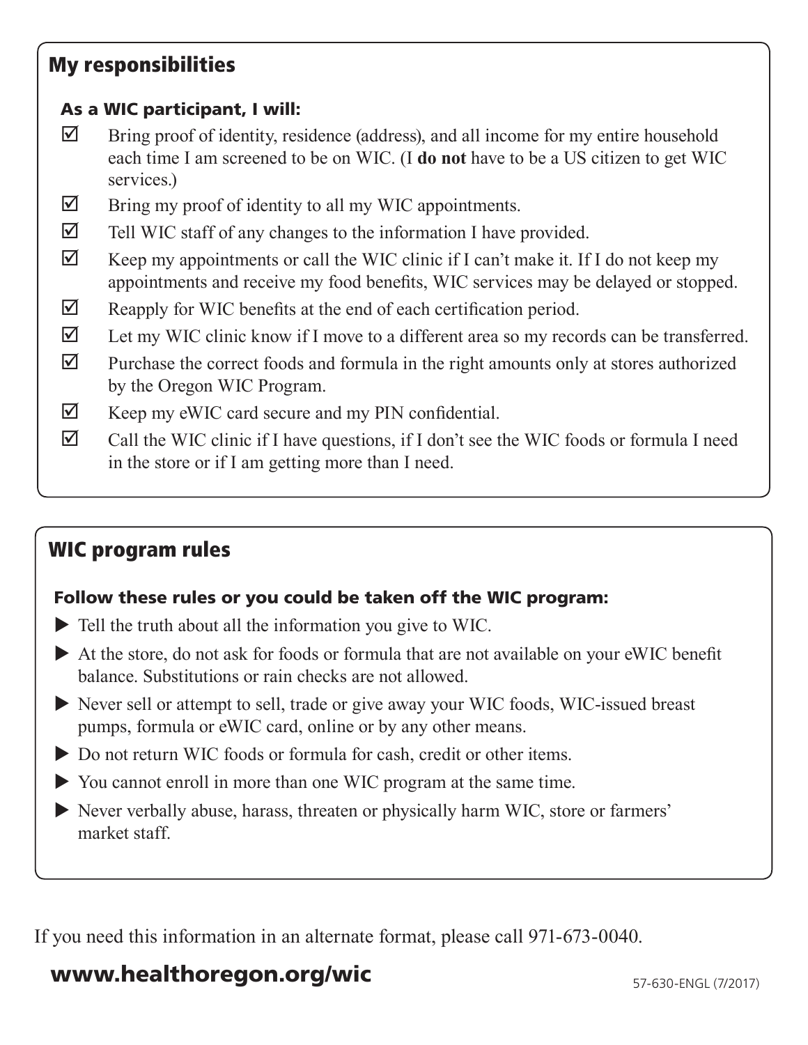## My responsibilities

### As a WIC participant, I will:

- ☑ Bring proof of identity, residence (address), and all income for my entire household each time I am screened to be on WIC. (I **do not** have to be a US citizen to get WIC services.)
- ☑ Bring my proof of identity to all my WIC appointments.
- ☑ Tell WIC staff of any changes to the information I have provided.
- ☑ Keep my appointments or call the WIC clinic if I can't make it. If I do not keep my appointments and receive my food benefits, WIC services may be delayed or stopped.
- ☑ Reapply for WIC benefits at the end of each certification period.
- ☑ Let my WIC clinic know if I move to a different area so my records can be transferred.
- ☑ Purchase the correct foods and formula in the right amounts only at stores authorized by the Oregon WIC Program.
- ☑ Keep my eWIC card secure and my PIN confidential.
- ☑ Call the WIC clinic if I have questions, if I don't see the WIC foods or formula I need in the store or if I am getting more than I need.

## WIC program rules

### Follow these rules or you could be taken off the WIC program:

- ▶ Tell the truth about all the information you give to WIC.
- ▶ At the store, do not ask for foods or formula that are not available on your eWIC benefit balance. Substitutions or rain checks are not allowed.
- ▶ Never sell or attempt to sell, trade or give away your WIC foods, WIC-issued breast pumps, formula or eWIC card, online or by any other means.
- ▶ Do not return WIC foods or formula for cash, credit or other items.
- ▶ You cannot enroll in more than one WIC program at the same time.
- ▶ Never verbally abuse, harass, threaten or physically harm WIC, store or farmers' market staff.

If you need this information in an alternate format, please call 971-673-0040.

**www.healthoregon.org/wic**

57-630-ENGL (7/2017)